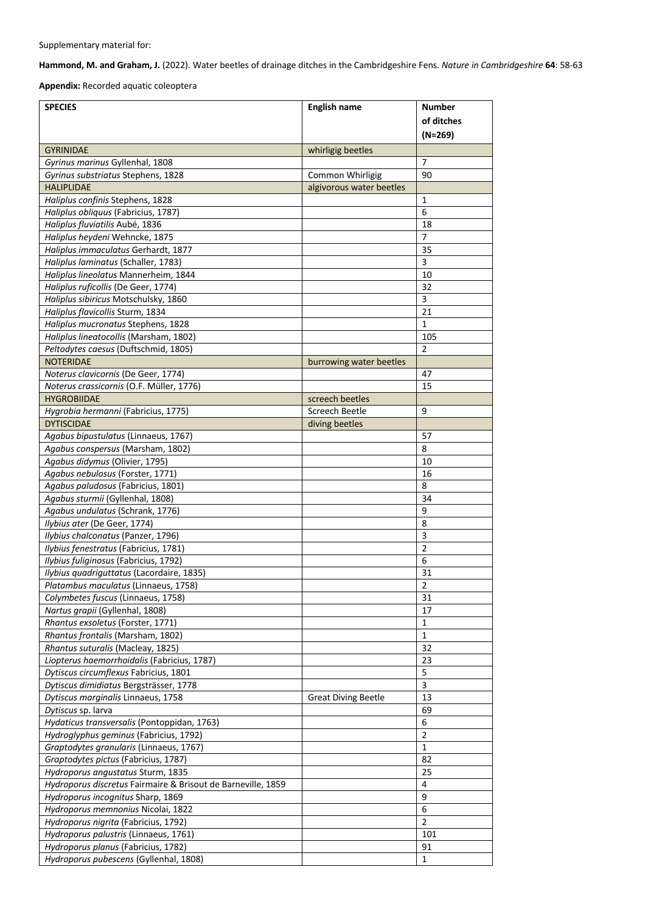Supplementary material for:

**Hammond, M. and Graham, J.** (2022). Water beetles of drainage ditches in the Cambridgeshire Fens. *Nature in Cambridgeshire* **64**: 58-63

**Appendix:** Recorded aquatic coleoptera

| SPECIES | English name | Number of ditches (N=269) |
|---|---|---|
| GYRINIDAE | whirligig beetles | |
| *Gyrinus marinus* Gyllenhal, 1808 | | 7 |
| *Gyrinus substriatus* Stephens, 1828 | Common Whirligig | 90 |
| HALIPLIDAE | algivorous water beetles | |
| *Haliplus confinis* Stephens, 1828 | | 1 |
| *Haliplus obliquus* (Fabricius, 1787) | | 6 |
| *Haliplus fluviatilis* Aubé, 1836 | | 18 |
| *Haliplus heydeni* Wehncke, 1875 | | 7 |
| *Haliplus immaculatus* Gerhardt, 1877 | | 35 |
| *Haliplus laminatus* (Schaller, 1783) | | 3 |
| *Haliplus lineolatus* Mannerheim, 1844 | | 10 |
| *Haliplus ruficollis* (De Geer, 1774) | | 32 |
| *Haliplus sibiricus* Motschulsky, 1860 | | 3 |
| *Haliplus flavicollis* Sturm, 1834 | | 21 |
| *Haliplus mucronatus* Stephens, 1828 | | 1 |
| *Haliplus lineatocollis* (Marsham, 1802) | | 105 |
| *Peltodytes caesus* (Duftschmid, 1805) | | 2 |
| NOTERIDAE | burrowing water beetles | |
| *Noterus clavicornis* (De Geer, 1774) | | 47 |
| *Noterus crassicornis* (O.F. Müller, 1776) | | 15 |
| HYGROBIIDAE | screech beetles | |
| *Hygrobia hermanni* (Fabricius, 1775) | Screech Beetle | 9 |
| DYTISCIDAE | diving beetles | |
| *Agabus bipustulatus* (Linnaeus, 1767) | | 57 |
| *Agabus conspersus* (Marsham, 1802) | | 8 |
| *Agabus didymus* (Olivier, 1795) | | 10 |
| *Agabus nebulosus* (Forster, 1771) | | 16 |
| *Agabus paludosus* (Fabricius, 1801) | | 8 |
| *Agabus sturmii* (Gyllenhal, 1808) | | 34 |
| *Agabus undulatus* (Schrank, 1776) | | 9 |
| *Ilybius ater* (De Geer, 1774) | | 8 |
| *Ilybius chalconatus* (Panzer, 1796) | | 3 |
| *Ilybius fenestratus* (Fabricius, 1781) | | 2 |
| *Ilybius fuliginosus* (Fabricius, 1792) | | 6 |
| *Ilybius quadriguttatus* (Lacordaire, 1835) | | 31 |
| *Platambus maculatus* (Linnaeus, 1758) | | 2 |
| *Colymbetes fuscus* (Linnaeus, 1758) | | 31 |
| *Nartus grapii* (Gyllenhal, 1808) | | 17 |
| *Rhantus exsoletus* (Forster, 1771) | | 1 |
| *Rhantus frontalis* (Marsham, 1802) | | 1 |
| *Rhantus suturalis* (Macleay, 1825) | | 32 |
| *Liopterus haemorrhoidalis* (Fabricius, 1787) | | 23 |
| *Dytiscus circumflexus* Fabricius, 1801 | | 5 |
| *Dytiscus dimidiatus* Bergsträsser, 1778 | | 3 |
| *Dytiscus marginalis* Linnaeus, 1758 | Great Diving Beetle | 13 |
| *Dytiscus* sp. larva | | 69 |
| *Hydaticus transversalis* (Pontoppidan, 1763) | | 6 |
| *Hydroglyphus geminus* (Fabricius, 1792) | | 2 |
| *Graptodytes granularis* (Linnaeus, 1767) | | 1 |
| *Graptodytes pictus* (Fabricius, 1787) | | 82 |
| *Hydroporus angustatus* Sturm, 1835 | | 25 |
| *Hydroporus discretus* Fairmaire & Brisout de Barneville, 1859 | | 4 |
| *Hydroporus incognitus* Sharp, 1869 | | 9 |
| *Hydroporus memnonius* Nicolai, 1822 | | 6 |
| *Hydroporus nigrita* (Fabricius, 1792) | | 2 |
| *Hydroporus palustris* (Linnaeus, 1761) | | 101 |
| *Hydroporus planus* (Fabricius, 1782) | | 91 |
| *Hydroporus pubescens* (Gyllenhal, 1808) | | 1 |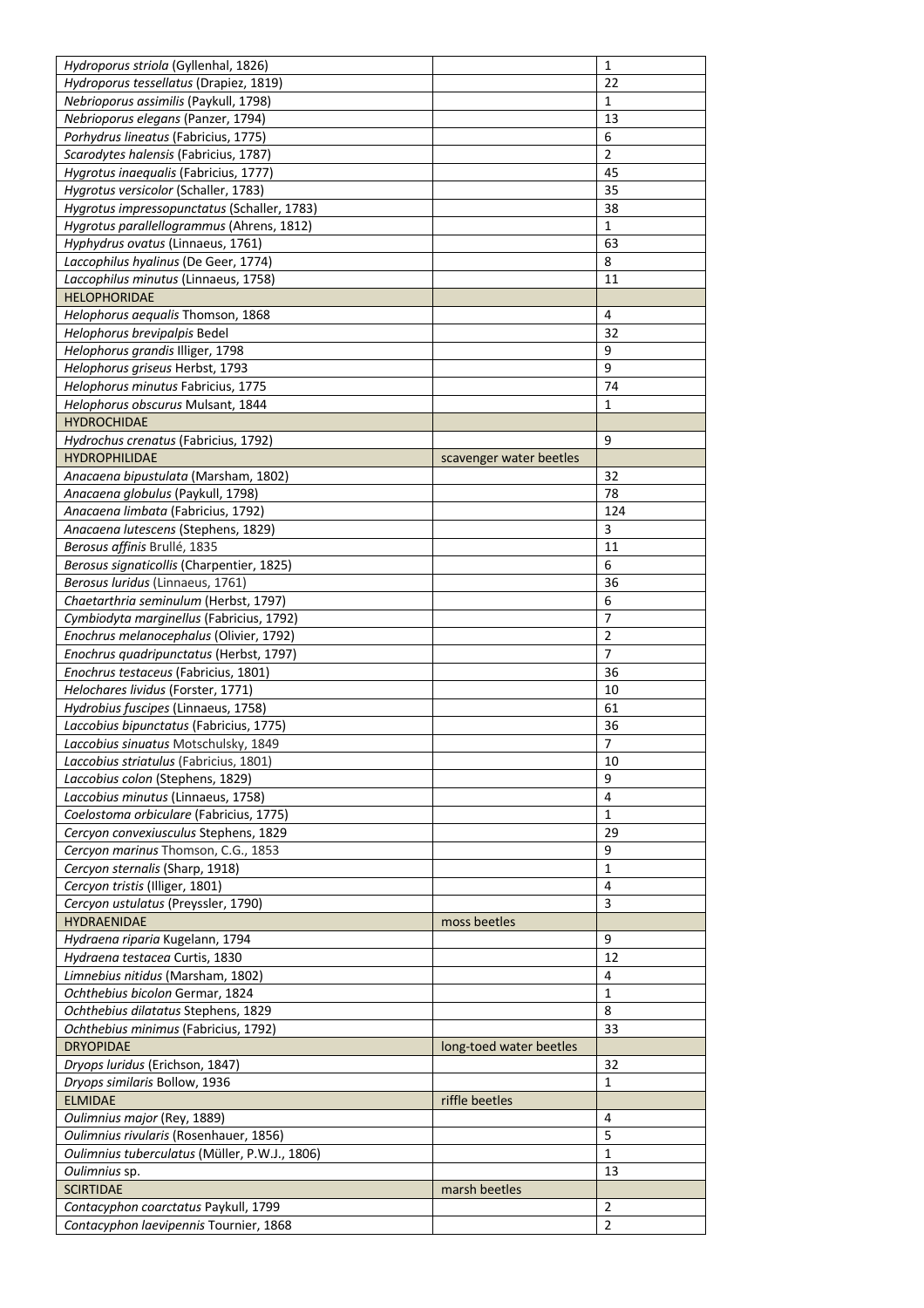| | | |
|---|---|---|
| *Hydroporus striola* (Gyllenhal, 1826) | | 1 |
| *Hydroporus tessellatus* (Drapiez, 1819) | | 22 |
| *Nebrioporus assimilis* (Paykull, 1798) | | 1 |
| *Nebrioporus elegans* (Panzer, 1794) | | 13 |
| *Porhydrus lineatus* (Fabricius, 1775) | | 6 |
| *Scarodytes halensis* (Fabricius, 1787) | | 2 |
| *Hygrotus inaequalis* (Fabricius, 1777) | | 45 |
| *Hygrotus versicolor* (Schaller, 1783) | | 35 |
| *Hygrotus impressopunctatus* (Schaller, 1783) | | 38 |
| *Hygrotus parallellogrammus* (Ahrens, 1812) | | 1 |
| *Hyphydrus ovatus* (Linnaeus, 1761) | | 63 |
| *Laccophilus hyalinus* (De Geer, 1774) | | 8 |
| *Laccophilus minutus* (Linnaeus, 1758) | | 11 |
| HELOPHORIDAE | | |
| *Helophorus aequalis* Thomson, 1868 | | 4 |
| *Helophorus brevipalpis* Bedel | | 32 |
| *Helophorus grandis* Illiger, 1798 | | 9 |
| *Helophorus griseus* Herbst, 1793 | | 9 |
| *Helophorus minutus* Fabricius, 1775 | | 74 |
| *Helophorus obscurus* Mulsant, 1844 | | 1 |
| HYDROCHIDAE | | |
| *Hydrochus crenatus* (Fabricius, 1792) | | 9 |
| HYDROPHILIDAE | scavenger water beetles | |
| *Anacaena bipustulata* (Marsham, 1802) | | 32 |
| *Anacaena globulus* (Paykull, 1798) | | 78 |
| *Anacaena limbata* (Fabricius, 1792) | | 124 |
| *Anacaena lutescens* (Stephens, 1829) | | 3 |
| *Berosus affinis* Brullé, 1835 | | 11 |
| *Berosus signaticollis* (Charpentier, 1825) | | 6 |
| *Berosus luridus* (Linnaeus, 1761) | | 36 |
| *Chaetarthria seminulum* (Herbst, 1797) | | 6 |
| *Cymbiodyta marginellus* (Fabricius, 1792) | | 7 |
| *Enochrus melanocephalus* (Olivier, 1792) | | 2 |
| *Enochrus quadripunctatus* (Herbst, 1797) | | 7 |
| *Enochrus testaceus* (Fabricius, 1801) | | 36 |
| *Helochares lividus* (Forster, 1771) | | 10 |
| *Hydrobius fuscipes* (Linnaeus, 1758) | | 61 |
| *Laccobius bipunctatus* (Fabricius, 1775) | | 36 |
| *Laccobius sinuatus* Motschulsky, 1849 | | 7 |
| *Laccobius striatulus* (Fabricius, 1801) | | 10 |
| *Laccobius colon* (Stephens, 1829) | | 9 |
| *Laccobius minutus* (Linnaeus, 1758) | | 4 |
| *Coelostoma orbiculare* (Fabricius, 1775) | | 1 |
| *Cercyon convexiusculus* Stephens, 1829 | | 29 |
| *Cercyon marinus* Thomson, C.G., 1853 | | 9 |
| *Cercyon sternalis* (Sharp, 1918) | | 1 |
| *Cercyon tristis* (Illiger, 1801) | | 4 |
| *Cercyon ustulatus* (Preyssler, 1790) | | 3 |
| HYDRAENIDAE | moss beetles | |
| *Hydraena riparia* Kugelann, 1794 | | 9 |
| *Hydraena testacea* Curtis, 1830 | | 12 |
| *Limnebius nitidus* (Marsham, 1802) | | 4 |
| *Ochthebius bicolon* Germar, 1824 | | 1 |
| *Ochthebius dilatatus* Stephens, 1829 | | 8 |
| *Ochthebius minimus* (Fabricius, 1792) | | 33 |
| DRYOPIDAE | long-toed water beetles | |
| *Dryops luridus* (Erichson, 1847) | | 32 |
| *Dryops similaris* Bollow, 1936 | | 1 |
| ELMIDAE | riffle beetles | |
| *Oulimnius major* (Rey, 1889) | | 4 |
| *Oulimnius rivularis* (Rosenhauer, 1856) | | 5 |
| *Oulimnius tuberculatus* (Müller, P.W.J., 1806) | | 1 |
| *Oulimnius* sp. | | 13 |
| SCIRTIDAE | marsh beetles | |
| *Contacyphon coarctatus* Paykull, 1799 | | 2 |
| *Contacyphon laevipennis* Tournier, 1868 | | 2 |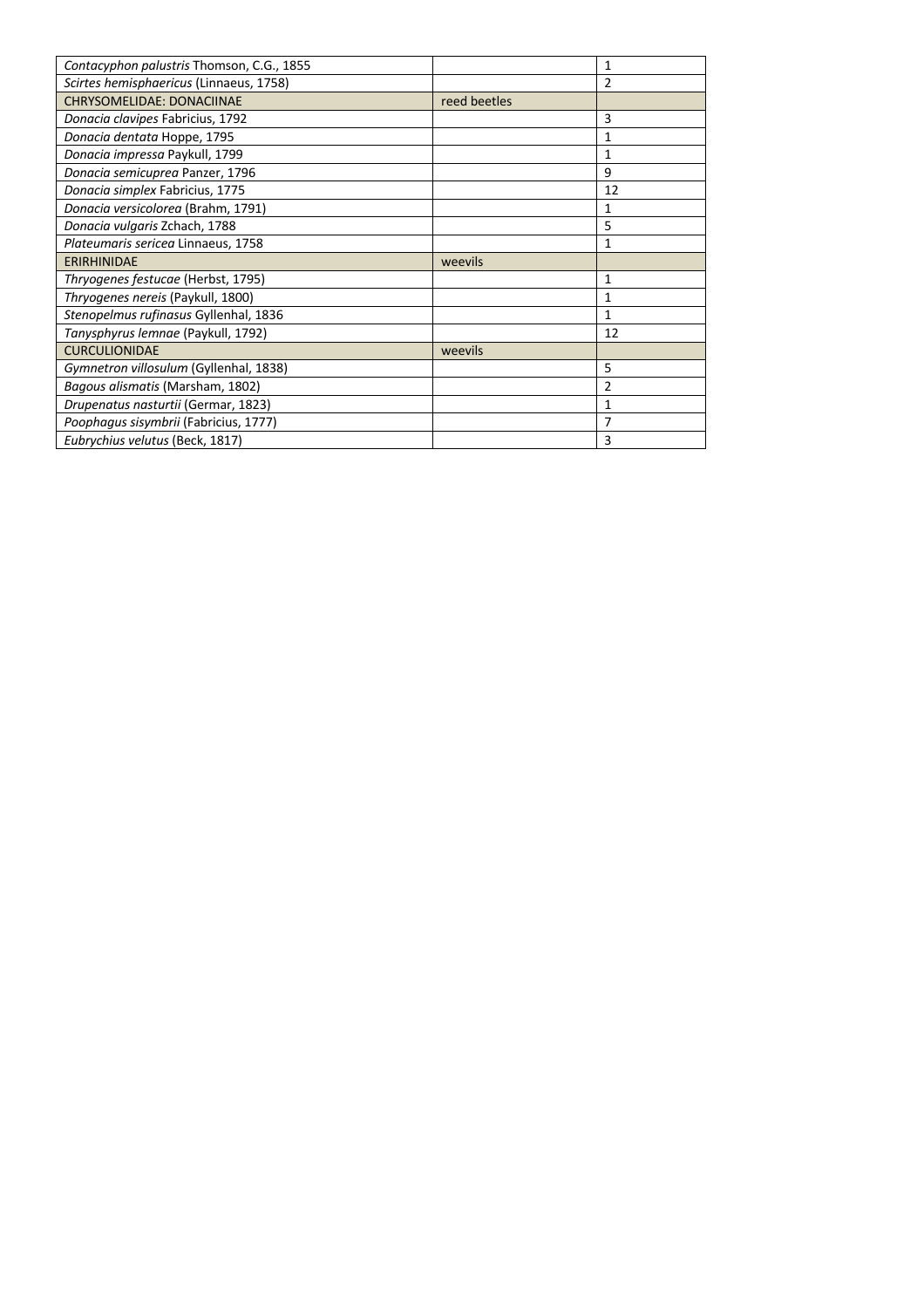| | | |
|---|---|---|
| *Contacyphon palustris* Thomson, C.G., 1855 | | 1 |
| *Scirtes hemisphaericus* (Linnaeus, 1758) | | 2 |
| CHRYSOMELIDAE: DONACIINAE | reed beetles | |
| *Donacia clavipes* Fabricius, 1792 | | 3 |
| *Donacia dentata* Hoppe, 1795 | | 1 |
| *Donacia impressa* Paykull, 1799 | | 1 |
| *Donacia semicuprea* Panzer, 1796 | | 9 |
| *Donacia simplex* Fabricius, 1775 | | 12 |
| *Donacia versicolorea* (Brahm, 1791) | | 1 |
| *Donacia vulgaris* Zchach, 1788 | | 5 |
| *Plateumaris sericea* Linnaeus, 1758 | | 1 |
| ERIRHINIDAE | weevils | |
| *Thryogenes festucae* (Herbst, 1795) | | 1 |
| *Thryogenes nereis* (Paykull, 1800) | | 1 |
| *Stenopelmus rufinasus* Gyllenhal, 1836 | | 1 |
| *Tanysphyrus lemnae* (Paykull, 1792) | | 12 |
| CURCULIONIDAE | weevils | |
| *Gymnetron villosulum* (Gyllenhal, 1838) | | 5 |
| *Bagous alismatis* (Marsham, 1802) | | 2 |
| *Drupenatus nasturtii* (Germar, 1823) | | 1 |
| *Poophagus sisymbrii* (Fabricius, 1777) | | 7 |
| *Eubrychius velutus* (Beck, 1817) | | 3 |